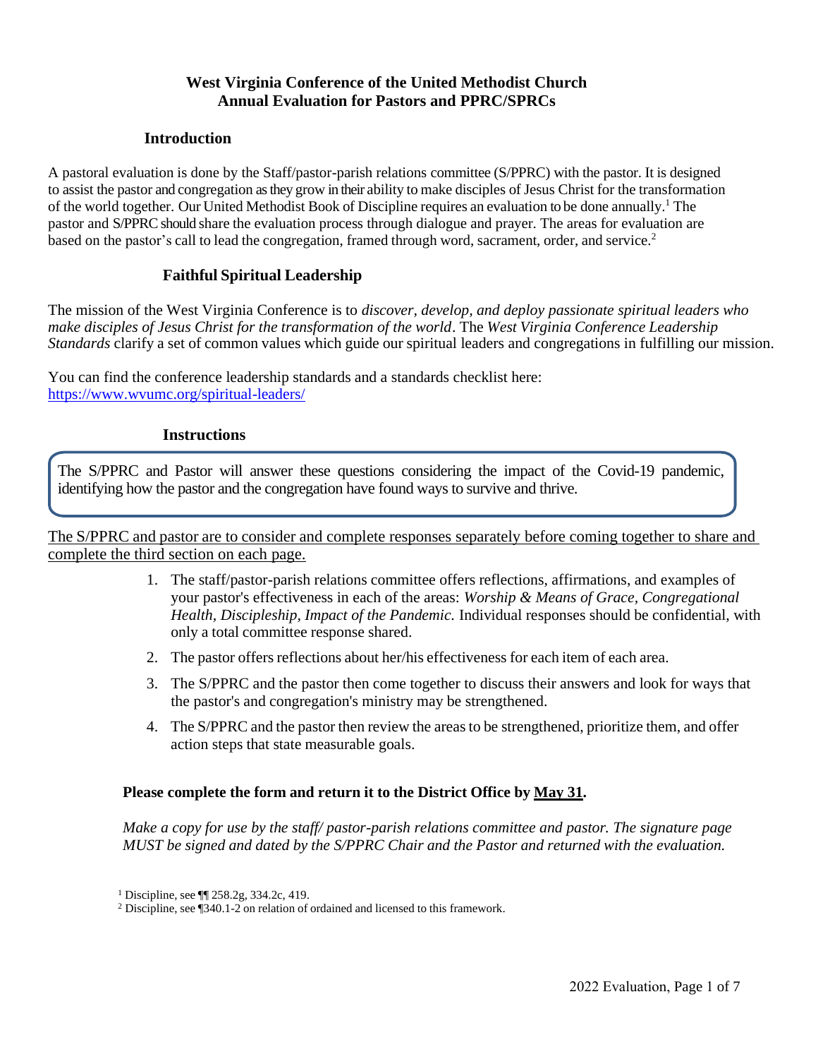**West Virginia Conference of the United Methodist Church**
**Annual Evaluation for Pastors and PPRC/SPRCs**

## Introduction

A pastoral evaluation is done by the Staff/pastor-parish relations committee (S/PPRC) with the pastor. It is designed to assist the pastor and congregation as they grow in their ability to make disciples of Jesus Christ for the transformation of the world together. Our United Methodist Book of Discipline requires an evaluation to be done annually.[1] The pastor and S/PPRC should share the evaluation process through dialogue and prayer. The areas for evaluation are based on the pastor's call to lead the congregation, framed through word, sacrament, order, and service.[2]

## Faithful Spiritual Leadership

The mission of the West Virginia Conference is to *discover, develop, and deploy passionate spiritual leaders who make disciples of Jesus Christ for the transformation of the world*. The *West Virginia Conference Leadership Standards* clarify a set of common values which guide our spiritual leaders and congregations in fulfilling our mission.

You can find the conference leadership standards and a standards checklist here: https://www.wvumc.org/spiritual-leaders/

## Instructions

The S/PPRC and Pastor will answer these questions considering the impact of the Covid-19 pandemic, identifying how the pastor and the congregation have found ways to survive and thrive.

<u>The S/PPRC and pastor are to consider and complete responses separately before coming together to share and complete the third section on each page.</u>

1. The staff/pastor-parish relations committee offers reflections, affirmations, and examples of your pastor's effectiveness in each of the areas: *Worship & Means of Grace*, *Congregational Health*, *Discipleship*, *Impact of the Pandemic.* Individual responses should be confidential, with only a total committee response shared.
2. The pastor offers reflections about her/his effectiveness for each item of each area.
3. The S/PPRC and the pastor then come together to discuss their answers and look for ways that the pastor's and congregation's ministry may be strengthened.
4. The S/PPRC and the pastor then review the areas to be strengthened, prioritize them, and offer action steps that state measurable goals.

**Please complete the form and return it to the District Office by <u>May 31</u>.**

*Make a copy for use by the staff/ pastor-parish relations committee and pastor. The signature page MUST be signed and dated by the S/PPRC Chair and the Pastor and returned with the evaluation.*

[1] Discipline, see ¶¶ 258.2g, 334.2c, 419.
[2] Discipline, see ¶340.1-2 on relation of ordained and licensed to this framework.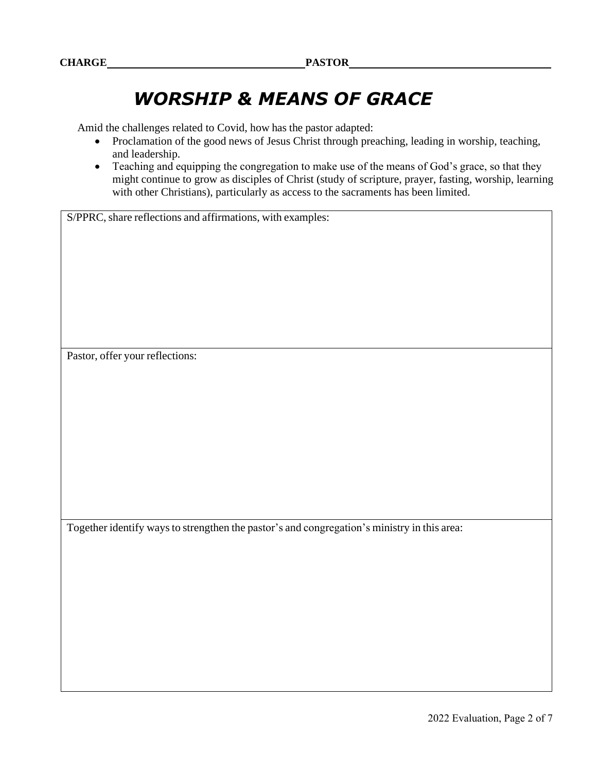**CHARGE**\_\_\_\_\_\_\_\_\_\_\_\_\_\_\_\_\_\_\_\_\_\_\_\_\_\_\_\_\_\_\_\_\_\_ **PASTOR**\_\_\_\_\_\_\_\_\_\_\_\_\_\_\_\_\_\_\_\_\_\_\_\_\_\_\_\_\_\_\_\_\_\_

# *WORSHIP & MEANS OF GRACE*

Amid the challenges related to Covid, how has the pastor adapted:

- Proclamation of the good news of Jesus Christ through preaching, leading in worship, teaching, and leadership.
- Teaching and equipping the congregation to make use of the means of God's grace, so that they might continue to grow as disciples of Christ (study of scripture, prayer, fasting, worship, learning with other Christians), particularly as access to the sacraments has been limited.

| S/PPRC, share reflections and affirmations, with examples: |
|---|
| |
| **Pastor, offer your reflections:** |
| |
| **Together identify ways to strengthen the pastor's and congregation's ministry in this area:** |
| |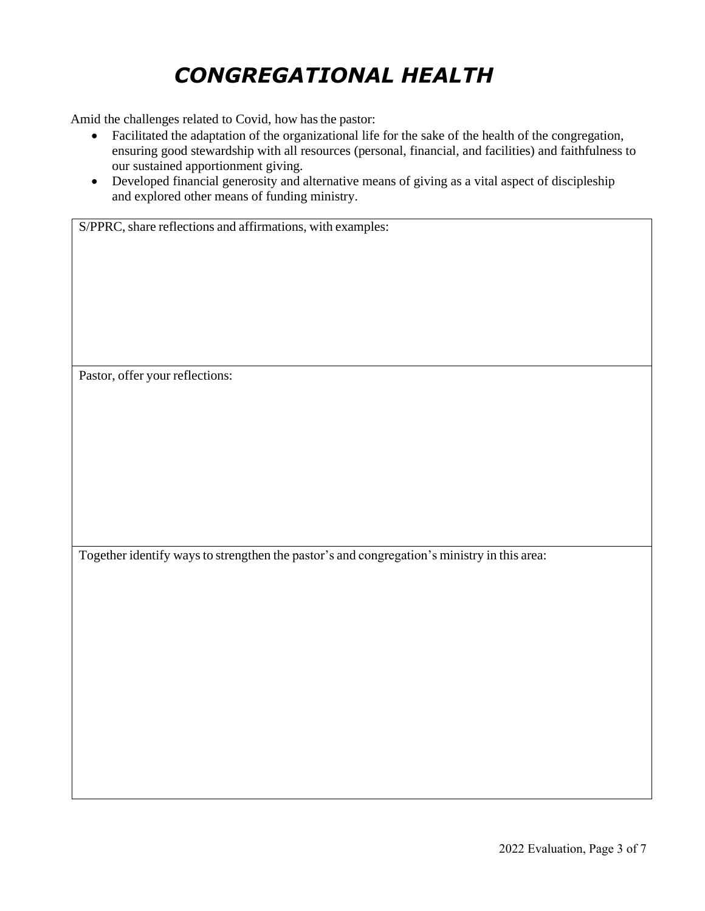# *CONGREGATIONAL HEALTH*

Amid the challenges related to Covid, how has the pastor:

- Facilitated the adaptation of the organizational life for the sake of the health of the congregation, ensuring good stewardship with all resources (personal, financial, and facilities) and faithfulness to our sustained apportionment giving.
- Developed financial generosity and alternative means of giving as a vital aspect of discipleship and explored other means of funding ministry.

| S/PPRC, share reflections and affirmations, with examples: |
|---|
| Pastor, offer your reflections: |
| Together identify ways to strengthen the pastor's and congregation's ministry in this area: |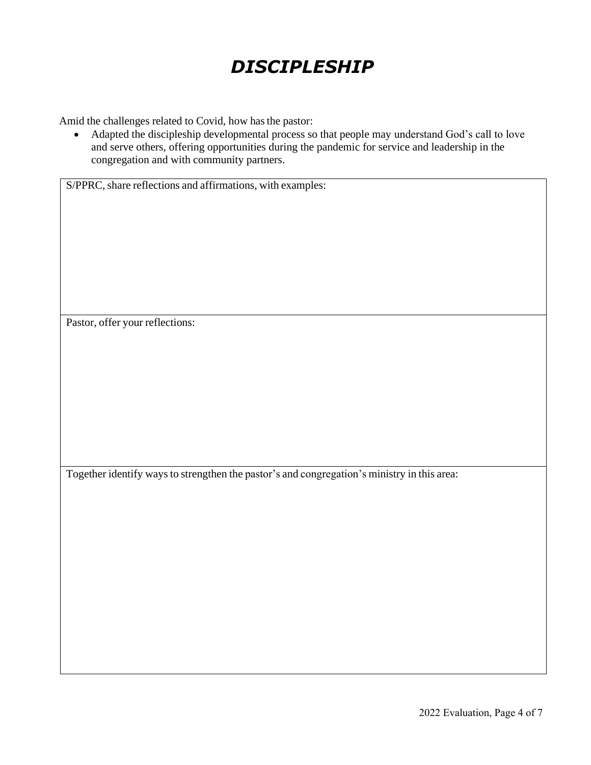# *DISCIPLESHIP*

Amid the challenges related to Covid, how has the pastor:

- Adapted the discipleship developmental process so that people may understand God's call to love and serve others, offering opportunities during the pandemic for service and leadership in the congregation and with community partners.

| S/PPRC, share reflections and affirmations, with examples: |
|---|
| Pastor, offer your reflections: |
| Together identify ways to strengthen the pastor's and congregation's ministry in this area: |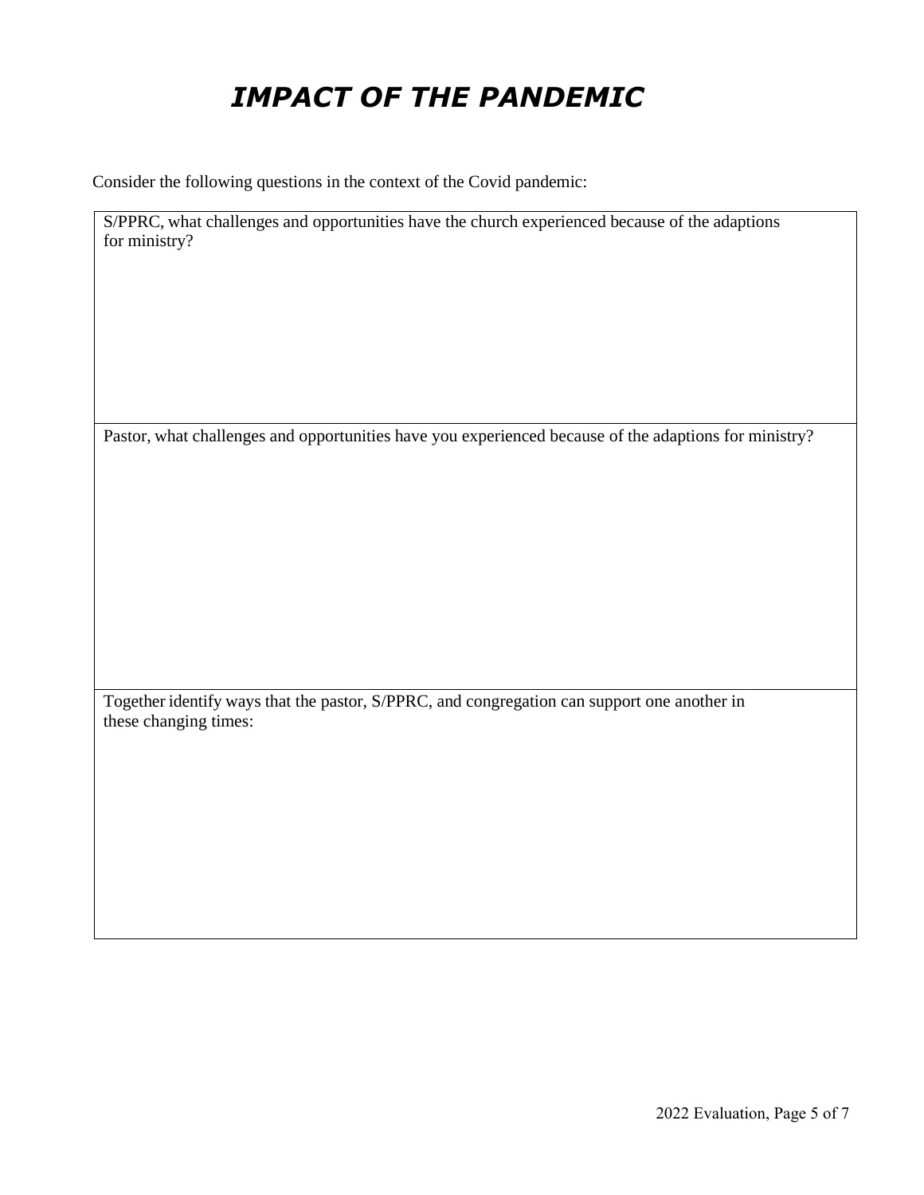# *IMPACT OF THE PANDEMIC*

Consider the following questions in the context of the Covid pandemic:

| S/PPRC, what challenges and opportunities have the church experienced because of the adaptions for ministry? |
|---|
| Pastor, what challenges and opportunities have you experienced because of the adaptions for ministry? |
| Together identify ways that the pastor, S/PPRC, and congregation can support one another in these changing times: |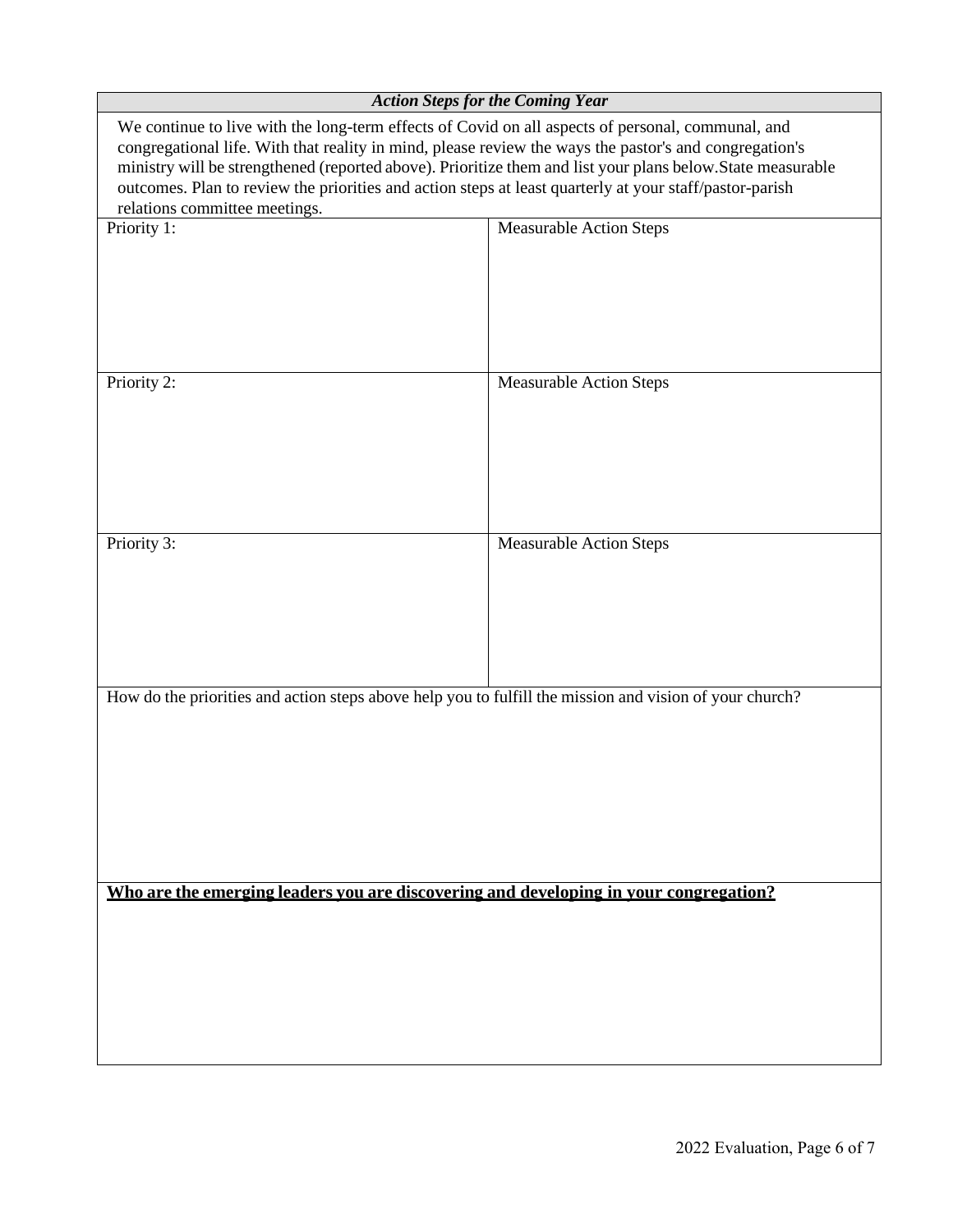| *Action Steps for the Coming Year* | |
|---|---|
| We continue to live with the long-term effects of Covid on all aspects of personal, communal, and congregational life. With that reality in mind, please review the ways the pastor's and congregation's ministry will be strengthened (reported above). Prioritize them and list your plans below.State measurable outcomes. Plan to review the priorities and action steps at least quarterly at your staff/pastor-parish relations committee meetings. | |
| Priority 1: | Measurable Action Steps |
| Priority 2: | Measurable Action Steps |
| Priority 3: | Measurable Action Steps |
| How do the priorities and action steps above help you to fulfill the mission and vision of your church? | |
| **Who are the emerging leaders you are discovering and developing in your congregation?** | |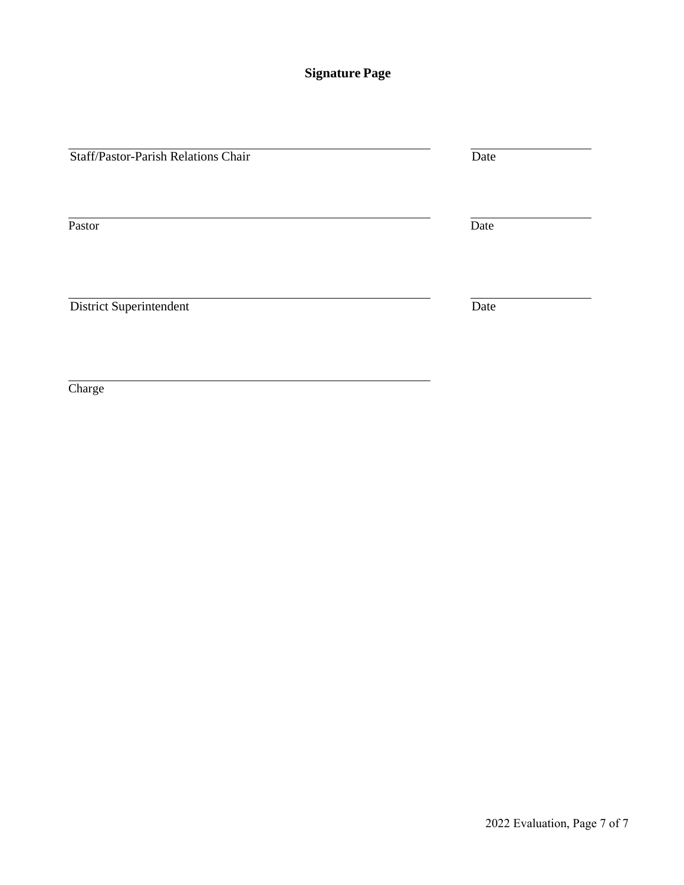## Signature Page

\_\_\_\_\_\_\_\_\_\_\_\_\_\_\_\_\_\_\_\_\_\_\_\_\_\_\_\_\_\_\_\_\_\_\_\_\_\_\_\_ \_\_\_\_\_\_\_\_\_\_\_\_\_\_\_\_\_\_\_\_

Staff/Pastor-Parish Relations Chair Date

\_\_\_\_\_\_\_\_\_\_\_\_\_\_\_\_\_\_\_\_\_\_\_\_\_\_\_\_\_\_\_\_\_\_\_\_\_\_\_\_ \_\_\_\_\_\_\_\_\_\_\_\_\_\_\_\_\_\_\_\_

Pastor Date

\_\_\_\_\_\_\_\_\_\_\_\_\_\_\_\_\_\_\_\_\_\_\_\_\_\_\_\_\_\_\_\_\_\_\_\_\_\_\_\_ \_\_\_\_\_\_\_\_\_\_\_\_\_\_\_\_\_\_\_\_

District Superintendent Date

\_\_\_\_\_\_\_\_\_\_\_\_\_\_\_\_\_\_\_\_\_\_\_\_\_\_\_\_\_\_\_\_\_\_\_\_\_\_\_\_

Charge